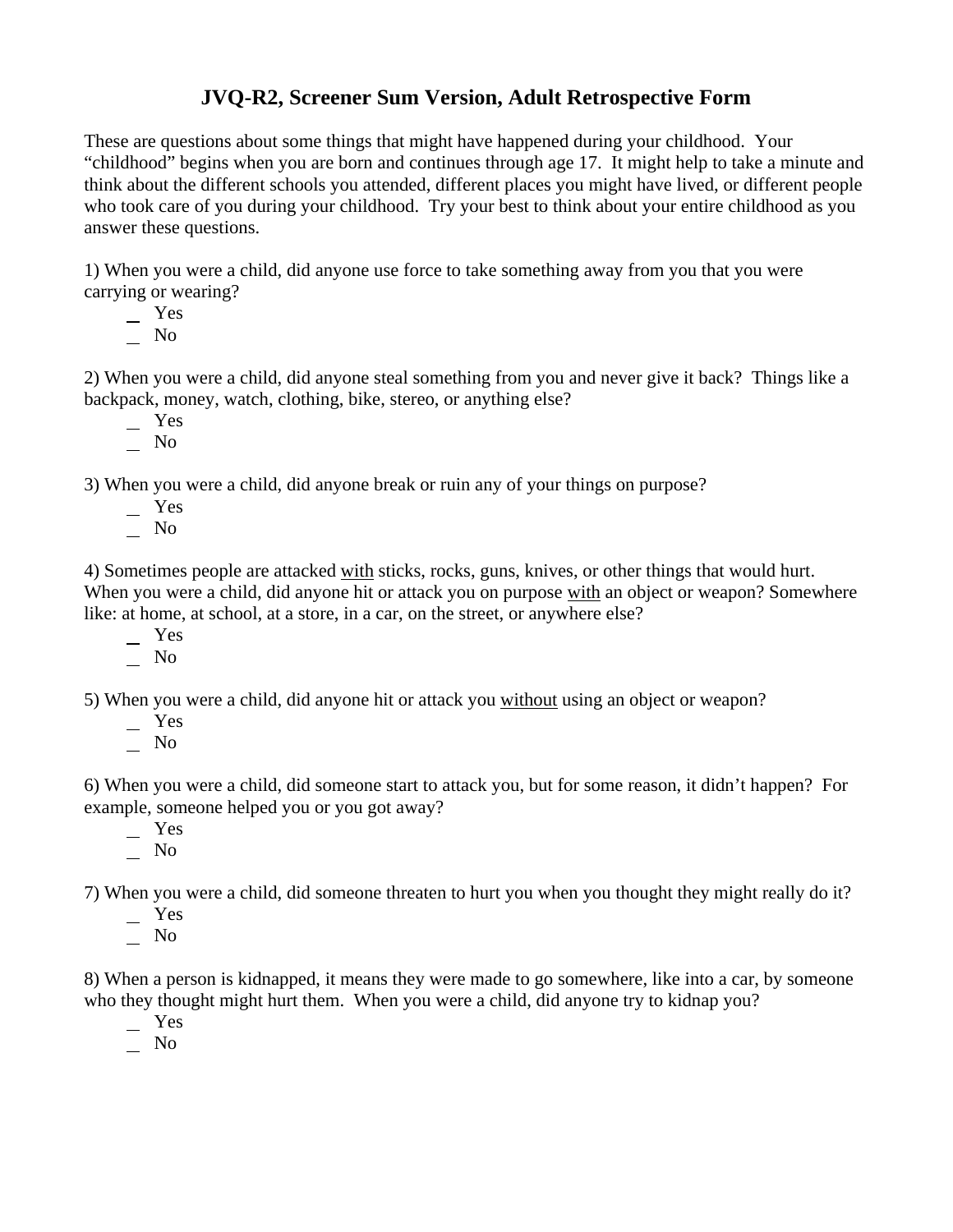# JVQ-R2, Screener Sum Version, Adult Retrospective Form

These are questions about some things that might have happened during your childhood. Your "childhood" begins when you are born and continues through age 17. It might help to take a minute and think about the different schools you attended, different places you might have lived, or different people who took care of you during your childhood. Try your best to think about your entire childhood as you answer these questions.

1) When you were a child, did anyone use force to take something away from you that you were carrying or wearing?

- _ Yes
- _ No

2) When you were a child, did anyone steal something from you and never give it back? Things like a backpack, money, watch, clothing, bike, stereo, or anything else?

- _ Yes
- _ No

3) When you were a child, did anyone break or ruin any of your things on purpose?

- _ Yes
- _ No

4) Sometimes people are attacked <u>with</u> sticks, rocks, guns, knives, or other things that would hurt. When you were a child, did anyone hit or attack you on purpose <u>with</u> an object or weapon? Somewhere like: at home, at school, at a store, in a car, on the street, or anywhere else?

- _ Yes
- _ No

5) When you were a child, did anyone hit or attack you <u>without</u> using an object or weapon?

- _ Yes
- _ No

6) When you were a child, did someone start to attack you, but for some reason, it didn't happen? For example, someone helped you or you got away?

- _ Yes
- _ No

7) When you were a child, did someone threaten to hurt you when you thought they might really do it?

- _ Yes
- _ No

8) When a person is kidnapped, it means they were made to go somewhere, like into a car, by someone who they thought might hurt them. When you were a child, did anyone try to kidnap you?

- _ Yes
- _ No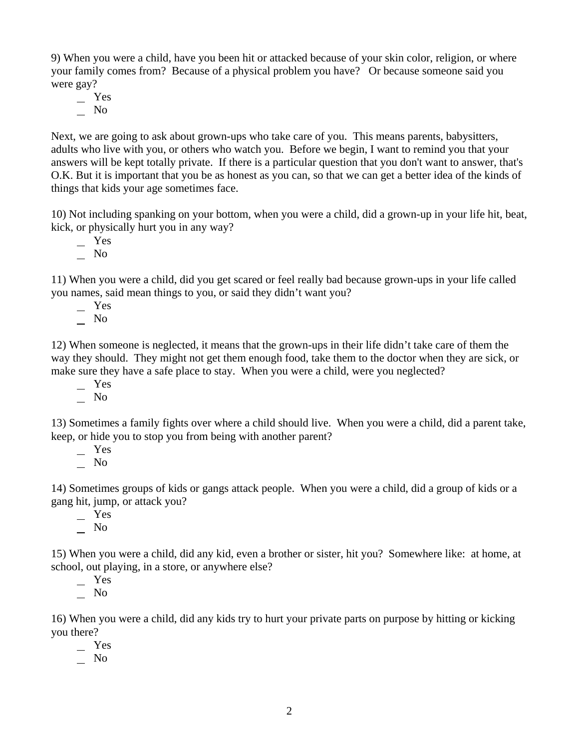9) When you were a child, have you been hit or attacked because of your skin color, religion, or where your family comes from? Because of a physical problem you have? Or because someone said you were gay?

- _ Yes
- _ No

Next, we are going to ask about grown-ups who take care of you. This means parents, babysitters, adults who live with you, or others who watch you. Before we begin, I want to remind you that your answers will be kept totally private. If there is a particular question that you don't want to answer, that's O.K. But it is important that you be as honest as you can, so that we can get a better idea of the kinds of things that kids your age sometimes face.

10) Not including spanking on your bottom, when you were a child, did a grown-up in your life hit, beat, kick, or physically hurt you in any way?

- _ Yes
- _ No

11) When you were a child, did you get scared or feel really bad because grown-ups in your life called you names, said mean things to you, or said they didn't want you?

- _ Yes
- _ No

12) When someone is neglected, it means that the grown-ups in their life didn't take care of them the way they should. They might not get them enough food, take them to the doctor when they are sick, or make sure they have a safe place to stay. When you were a child, were you neglected?

- _ Yes
- _ No

13) Sometimes a family fights over where a child should live. When you were a child, did a parent take, keep, or hide you to stop you from being with another parent?

- _ Yes
- _ No

14) Sometimes groups of kids or gangs attack people. When you were a child, did a group of kids or a gang hit, jump, or attack you?

- _ Yes
- _ No

15) When you were a child, did any kid, even a brother or sister, hit you? Somewhere like: at home, at school, out playing, in a store, or anywhere else?

- _ Yes
- _ No

16) When you were a child, did any kids try to hurt your private parts on purpose by hitting or kicking you there?

- _ Yes
- _ No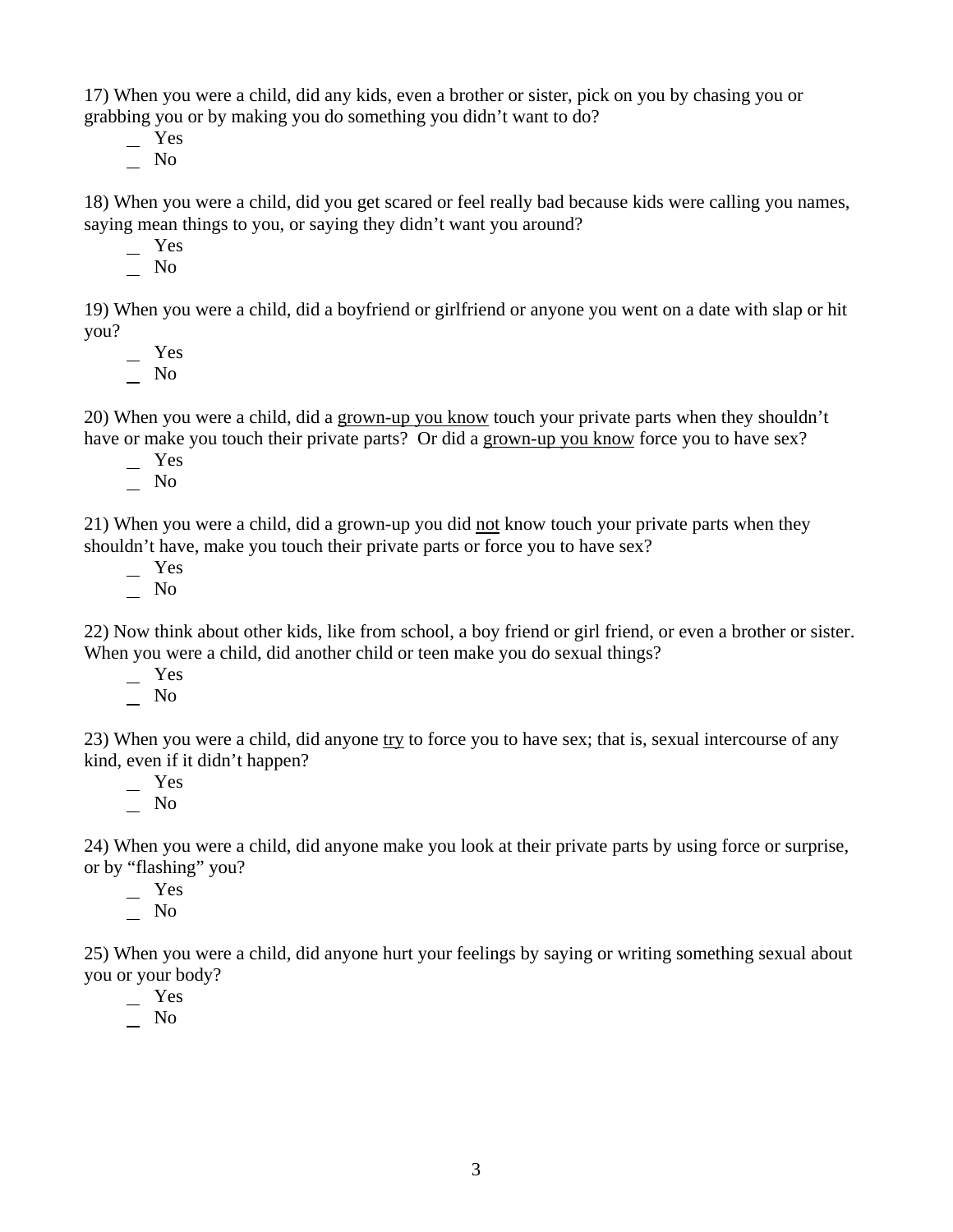17) When you were a child, did any kids, even a brother or sister, pick on you by chasing you or grabbing you or by making you do something you didn't want to do?

_ Yes
_ No

18) When you were a child, did you get scared or feel really bad because kids were calling you names, saying mean things to you, or saying they didn't want you around?

_ Yes
_ No

19) When you were a child, did a boyfriend or girlfriend or anyone you went on a date with slap or hit you?

_ Yes
_ No

20) When you were a child, did a <u>grown-up you know</u> touch your private parts when they shouldn't have or make you touch their private parts? Or did a <u>grown-up you know</u> force you to have sex?

_ Yes
_ No

21) When you were a child, did a grown-up you did <u>not</u> know touch your private parts when they shouldn't have, make you touch their private parts or force you to have sex?

_ Yes
_ No

22) Now think about other kids, like from school, a boy friend or girl friend, or even a brother or sister. When you were a child, did another child or teen make you do sexual things?

_ Yes
_ No

23) When you were a child, did anyone <u>try</u> to force you to have sex; that is, sexual intercourse of any kind, even if it didn't happen?

_ Yes
_ No

24) When you were a child, did anyone make you look at their private parts by using force or surprise, or by "flashing" you?

_ Yes
_ No

25) When you were a child, did anyone hurt your feelings by saying or writing something sexual about you or your body?

_ Yes
_ No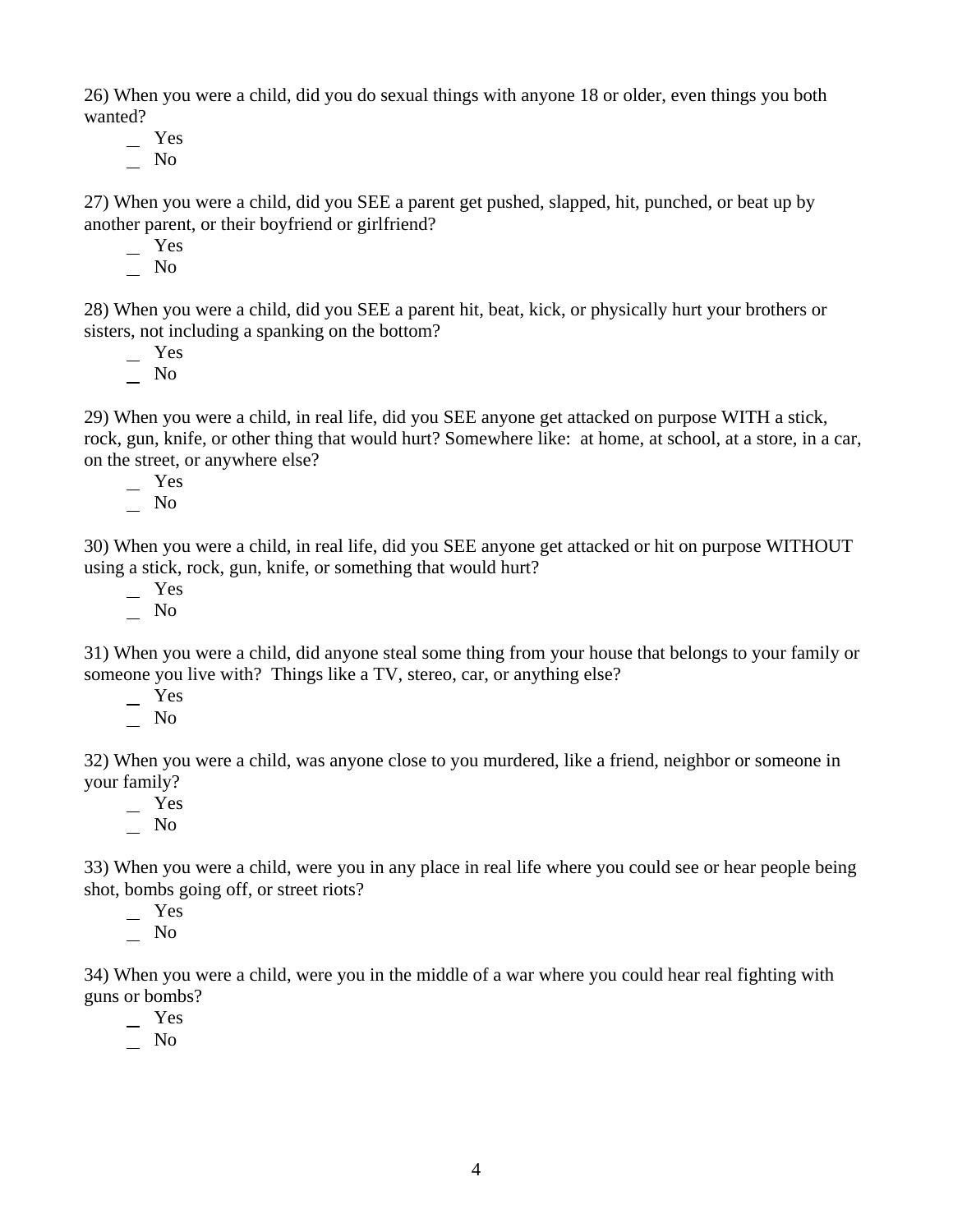26) When you were a child, did you do sexual things with anyone 18 or older, even things you both wanted?

_ Yes
_ No

27) When you were a child, did you SEE a parent get pushed, slapped, hit, punched, or beat up by another parent, or their boyfriend or girlfriend?

_ Yes
_ No

28) When you were a child, did you SEE a parent hit, beat, kick, or physically hurt your brothers or sisters, not including a spanking on the bottom?

_ Yes
_ No

29) When you were a child, in real life, did you SEE anyone get attacked on purpose WITH a stick, rock, gun, knife, or other thing that would hurt? Somewhere like: at home, at school, at a store, in a car, on the street, or anywhere else?

_ Yes
_ No

30) When you were a child, in real life, did you SEE anyone get attacked or hit on purpose WITHOUT using a stick, rock, gun, knife, or something that would hurt?

_ Yes
_ No

31) When you were a child, did anyone steal some thing from your house that belongs to your family or someone you live with? Things like a TV, stereo, car, or anything else?

_ Yes
_ No

32) When you were a child, was anyone close to you murdered, like a friend, neighbor or someone in your family?

_ Yes
_ No

33) When you were a child, were you in any place in real life where you could see or hear people being shot, bombs going off, or street riots?

_ Yes
_ No

34) When you were a child, were you in the middle of a war where you could hear real fighting with guns or bombs?

_ Yes
_ No